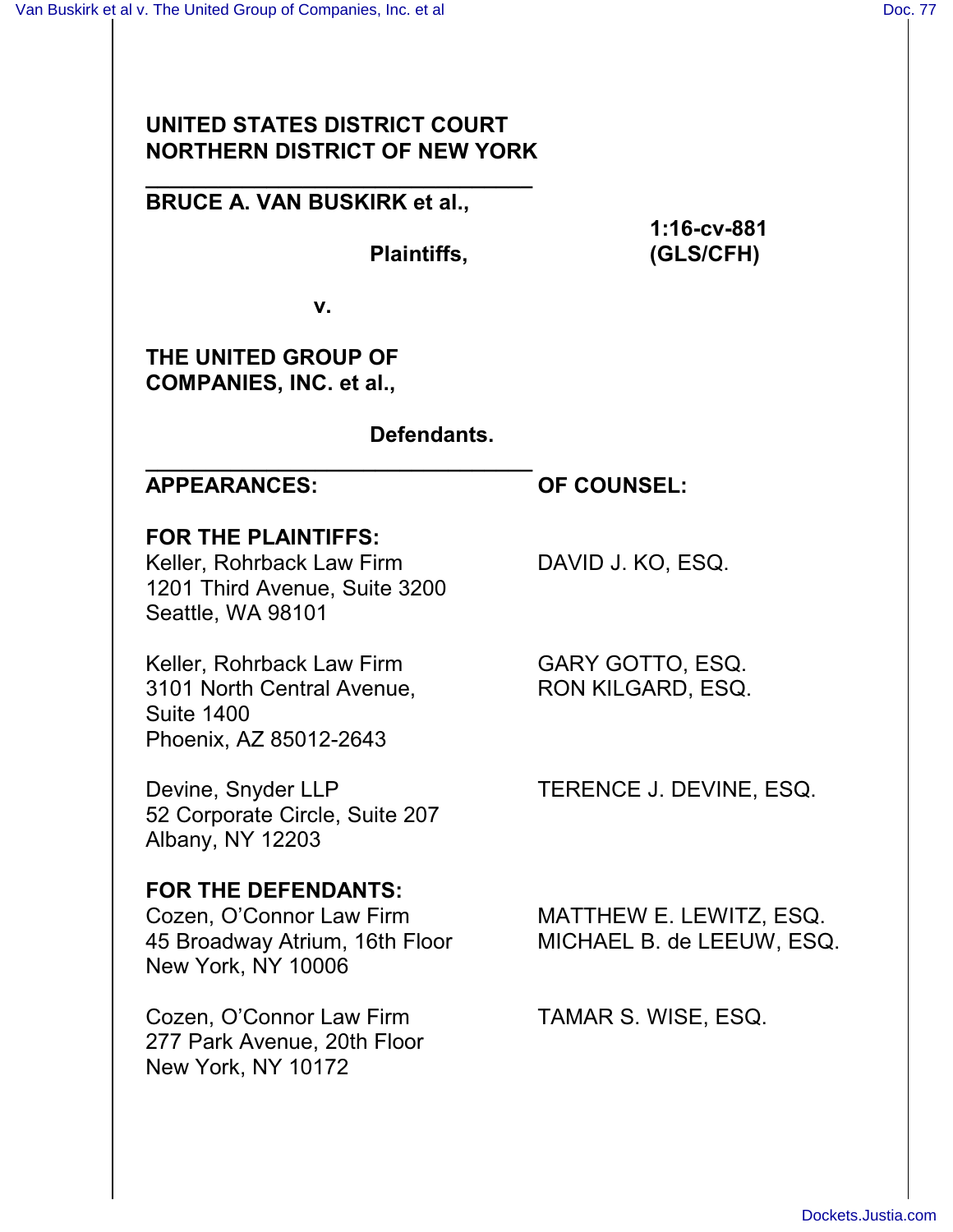**UNITED STATES DISTRICT COURT**
**NORTHERN DISTRICT OF NEW YORK**

---

**BRUCE A. VAN BUSKIRK et al.,**

**Plaintiffs,**

**1:16-cv-881 (GLS/CFH)**

**v.**

**THE UNITED GROUP OF COMPANIES, INC. et al.,**

**Defendants.**

---

| **APPEARANCES:** | **OF COUNSEL:** |
|---|---|
| **FOR THE PLAINTIFFS:** | |
| Keller, Rohrback Law Firm<br>1201 Third Avenue, Suite 3200<br>Seattle, WA 98101 | DAVID J. KO, ESQ. |
| Keller, Rohrback Law Firm<br>3101 North Central Avenue, Suite 1400<br>Phoenix, AZ 85012-2643 | GARY GOTTO, ESQ.<br>RON KILGARD, ESQ. |
| Devine, Snyder LLP<br>52 Corporate Circle, Suite 207<br>Albany, NY 12203 | TERENCE J. DEVINE, ESQ. |
| **FOR THE DEFENDANTS:** | |
| Cozen, O'Connor Law Firm<br>45 Broadway Atrium, 16th Floor<br>New York, NY 10006 | MATTHEW E. LEWITZ, ESQ.<br>MICHAEL B. de LEEUW, ESQ. |
| Cozen, O'Connor Law Firm<br>277 Park Avenue, 20th Floor<br>New York, NY 10172 | TAMAR S. WISE, ESQ. |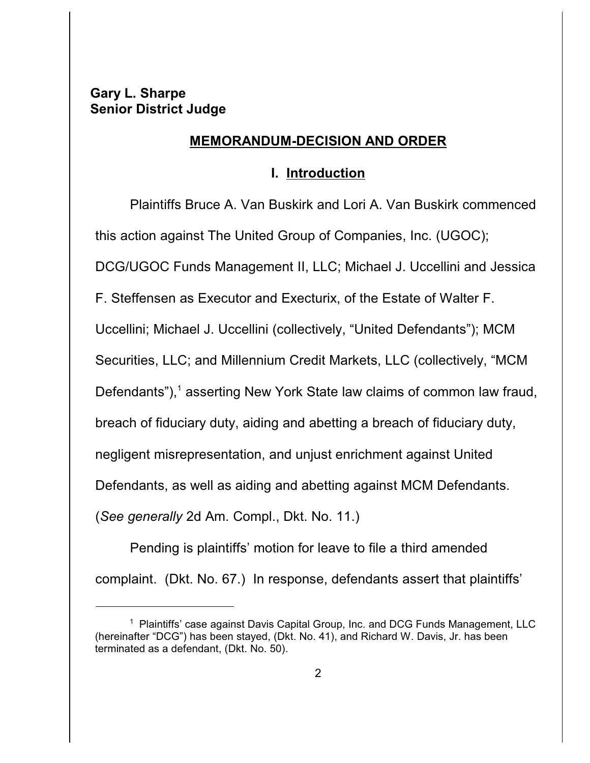**Gary L. Sharpe**
**Senior District Judge**

## MEMORANDUM-DECISION AND ORDER

### I. Introduction

Plaintiffs Bruce A. Van Buskirk and Lori A. Van Buskirk commenced this action against The United Group of Companies, Inc. (UGOC); DCG/UGOC Funds Management II, LLC; Michael J. Uccellini and Jessica F. Steffensen as Executor and Executurix, of the Estate of Walter F. Uccellini; Michael J. Uccellini (collectively, "United Defendants"); MCM Securities, LLC; and Millennium Credit Markets, LLC (collectively, "MCM Defendants"),[1] asserting New York State law claims of common law fraud, breach of fiduciary duty, aiding and abetting a breach of fiduciary duty, negligent misrepresentation, and unjust enrichment against United Defendants, as well as aiding and abetting against MCM Defendants. (*See generally* 2d Am. Compl., Dkt. No. 11.)

Pending is plaintiffs' motion for leave to file a third amended complaint. (Dkt. No. 67.) In response, defendants assert that plaintiffs'

[1] Plaintiffs' case against Davis Capital Group, Inc. and DCG Funds Management, LLC (hereinafter "DCG") has been stayed, (Dkt. No. 41), and Richard W. Davis, Jr. has been terminated as a defendant, (Dkt. No. 50).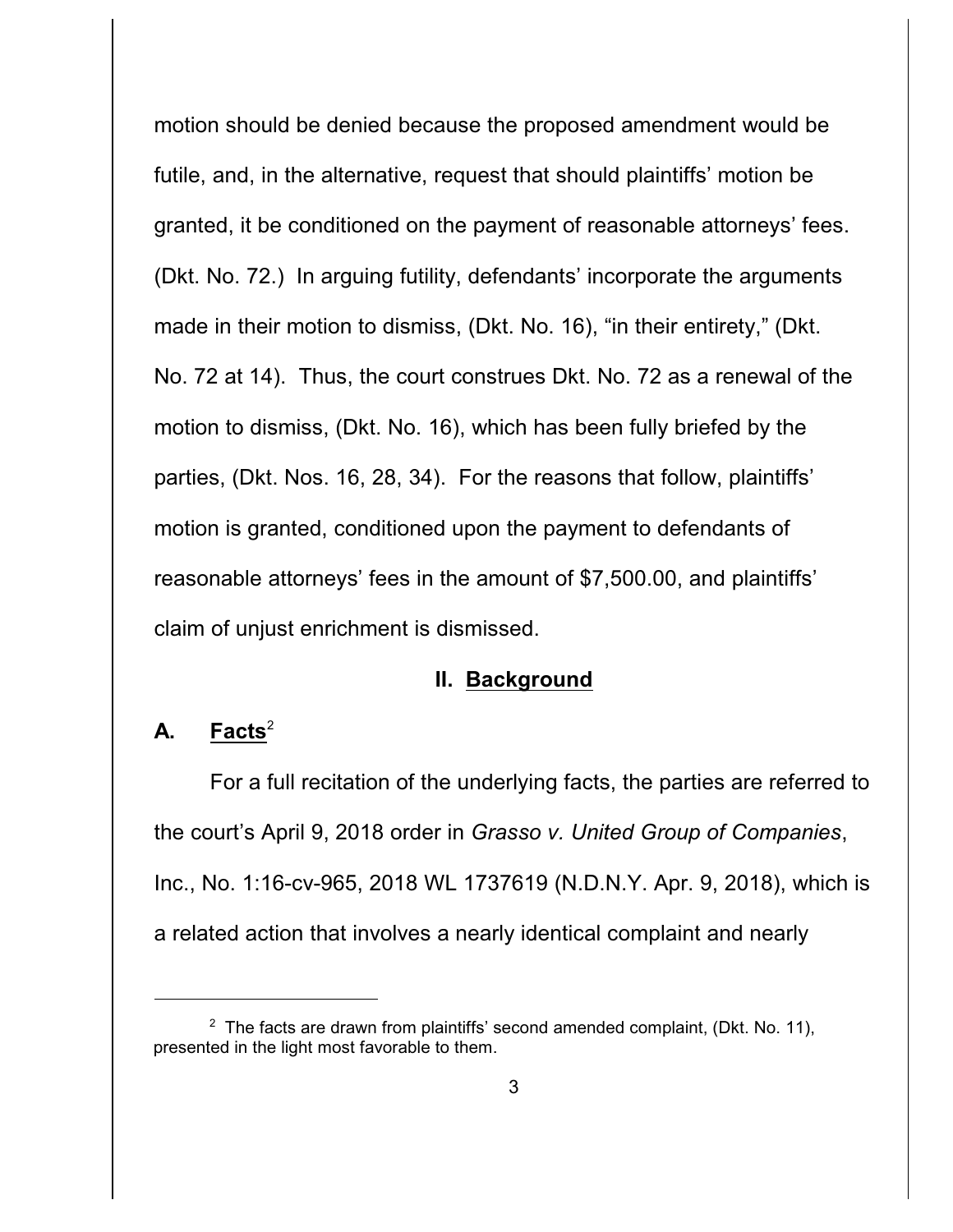motion should be denied because the proposed amendment would be futile, and, in the alternative, request that should plaintiffs' motion be granted, it be conditioned on the payment of reasonable attorneys' fees. (Dkt. No. 72.) In arguing futility, defendants' incorporate the arguments made in their motion to dismiss, (Dkt. No. 16), "in their entirety," (Dkt. No. 72 at 14). Thus, the court construes Dkt. No. 72 as a renewal of the motion to dismiss, (Dkt. No. 16), which has been fully briefed by the parties, (Dkt. Nos. 16, 28, 34). For the reasons that follow, plaintiffs' motion is granted, conditioned upon the payment to defendants of reasonable attorneys' fees in the amount of $7,500.00, and plaintiffs' claim of unjust enrichment is dismissed.

## II. <u>Background</u>

### A. <u>Facts</u>[2]

For a full recitation of the underlying facts, the parties are referred to the court's April 9, 2018 order in *Grasso v. United Group of Companies*, Inc., No. 1:16-cv-965, 2018 WL 1737619 (N.D.N.Y. Apr. 9, 2018), which is a related action that involves a nearly identical complaint and nearly

---

[2] The facts are drawn from plaintiffs' second amended complaint, (Dkt. No. 11), presented in the light most favorable to them.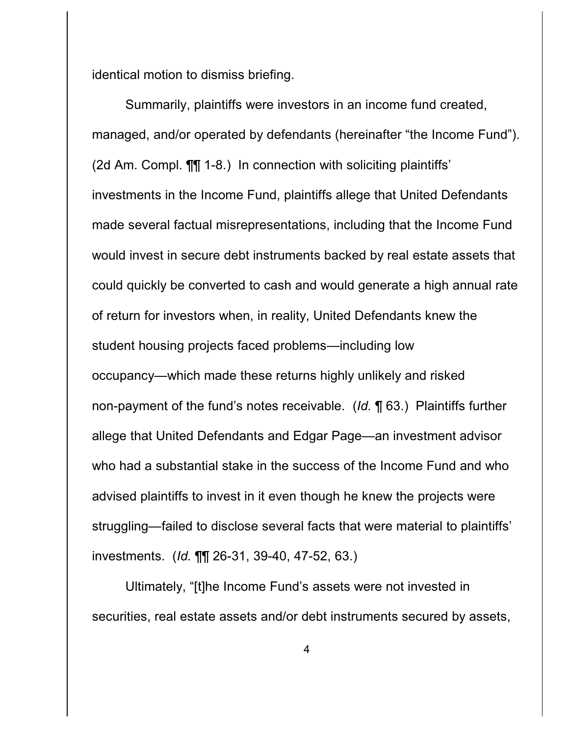identical motion to dismiss briefing.

Summarily, plaintiffs were investors in an income fund created, managed, and/or operated by defendants (hereinafter "the Income Fund"). (2d Am. Compl. ¶¶ 1-8.) In connection with soliciting plaintiffs' investments in the Income Fund, plaintiffs allege that United Defendants made several factual misrepresentations, including that the Income Fund would invest in secure debt instruments backed by real estate assets that could quickly be converted to cash and would generate a high annual rate of return for investors when, in reality, United Defendants knew the student housing projects faced problems—including low occupancy—which made these returns highly unlikely and risked non-payment of the fund's notes receivable. (*Id.* ¶ 63.) Plaintiffs further allege that United Defendants and Edgar Page—an investment advisor who had a substantial stake in the success of the Income Fund and who advised plaintiffs to invest in it even though he knew the projects were struggling—failed to disclose several facts that were material to plaintiffs' investments. (*Id.* ¶¶ 26-31, 39-40, 47-52, 63.)

Ultimately, "[t]he Income Fund's assets were not invested in securities, real estate assets and/or debt instruments secured by assets,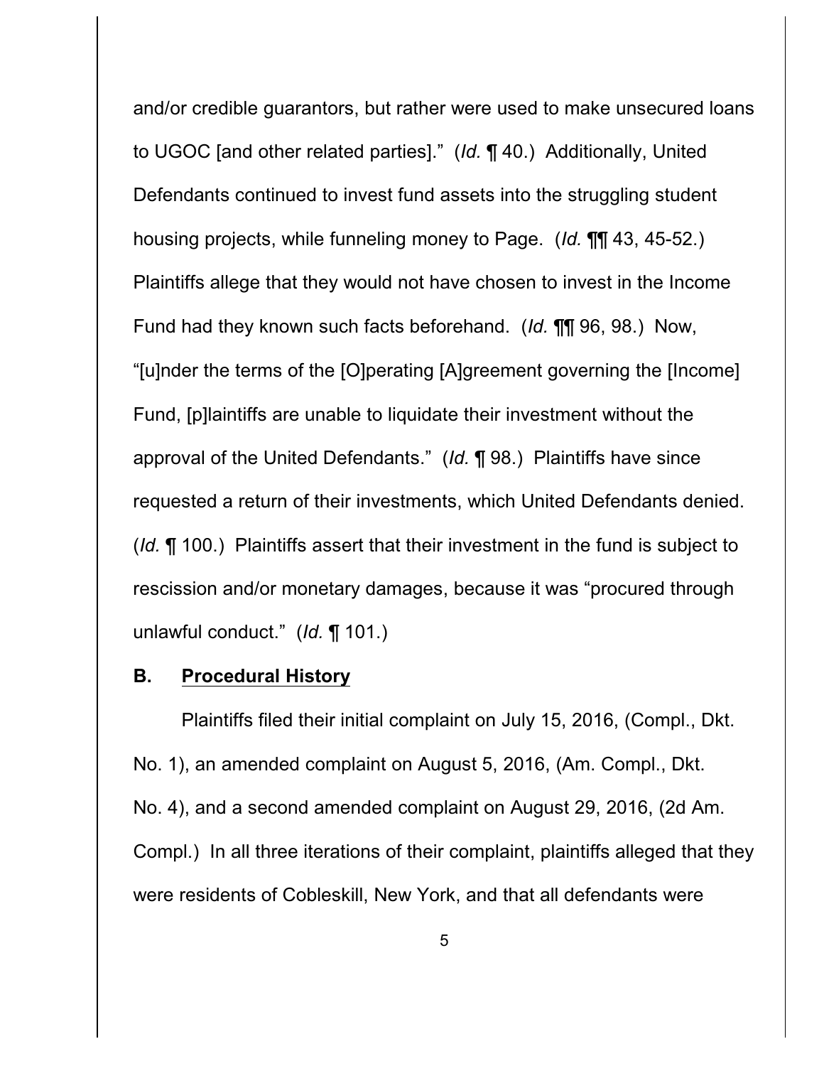and/or credible guarantors, but rather were used to make unsecured loans to UGOC [and other related parties]." (*Id.* ¶ 40.) Additionally, United Defendants continued to invest fund assets into the struggling student housing projects, while funneling money to Page. (*Id.* ¶¶ 43, 45-52.) Plaintiffs allege that they would not have chosen to invest in the Income Fund had they known such facts beforehand. (*Id.* ¶¶ 96, 98.) Now, "[u]nder the terms of the [O]perating [A]greement governing the [Income] Fund, [p]laintiffs are unable to liquidate their investment without the approval of the United Defendants." (*Id.* ¶ 98.) Plaintiffs have since requested a return of their investments, which United Defendants denied. (*Id.* ¶ 100.) Plaintiffs assert that their investment in the fund is subject to rescission and/or monetary damages, because it was "procured through unlawful conduct." (*Id.* ¶ 101.)

## B. Procedural History

Plaintiffs filed their initial complaint on July 15, 2016, (Compl., Dkt. No. 1), an amended complaint on August 5, 2016, (Am. Compl., Dkt. No. 4), and a second amended complaint on August 29, 2016, (2d Am. Compl.) In all three iterations of their complaint, plaintiffs alleged that they were residents of Cobleskill, New York, and that all defendants were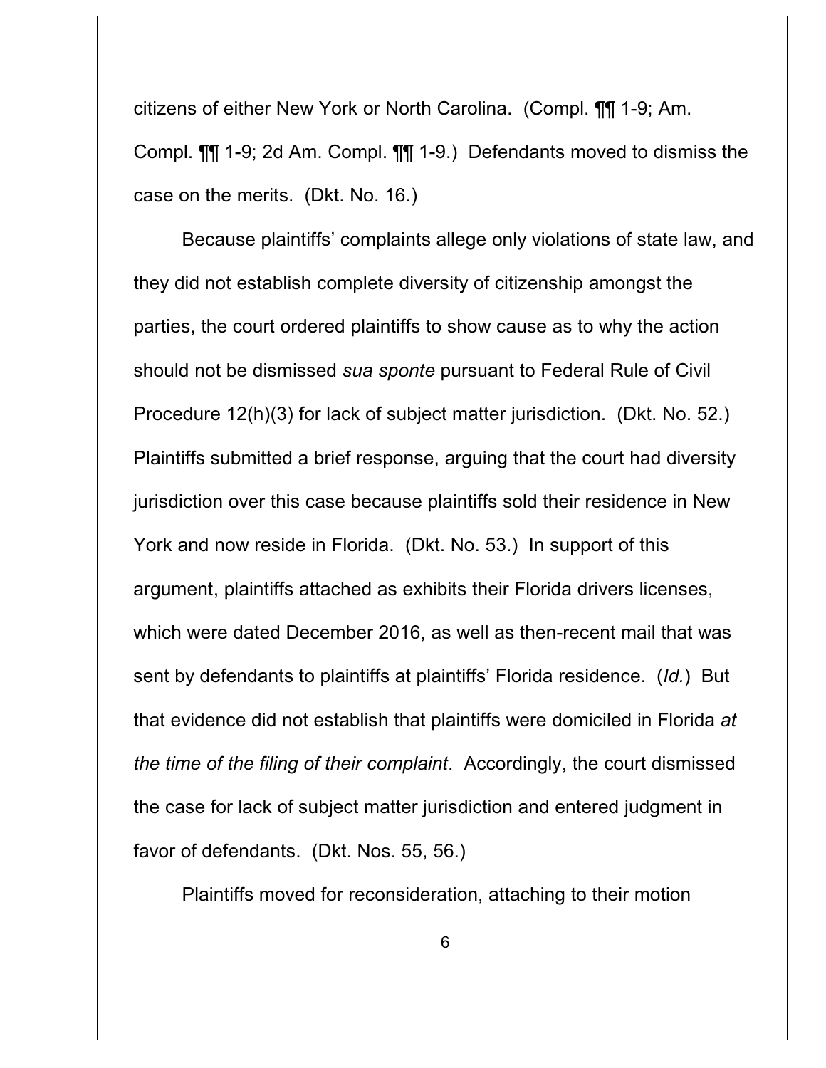citizens of either New York or North Carolina. (Compl. ¶¶ 1-9; Am. Compl. ¶¶ 1-9; 2d Am. Compl. ¶¶ 1-9.) Defendants moved to dismiss the case on the merits. (Dkt. No. 16.)

Because plaintiffs' complaints allege only violations of state law, and they did not establish complete diversity of citizenship amongst the parties, the court ordered plaintiffs to show cause as to why the action should not be dismissed *sua sponte* pursuant to Federal Rule of Civil Procedure 12(h)(3) for lack of subject matter jurisdiction. (Dkt. No. 52.) Plaintiffs submitted a brief response, arguing that the court had diversity jurisdiction over this case because plaintiffs sold their residence in New York and now reside in Florida. (Dkt. No. 53.) In support of this argument, plaintiffs attached as exhibits their Florida drivers licenses, which were dated December 2016, as well as then-recent mail that was sent by defendants to plaintiffs at plaintiffs' Florida residence. (*Id.*) But that evidence did not establish that plaintiffs were domiciled in Florida *at the time of the filing of their complaint*. Accordingly, the court dismissed the case for lack of subject matter jurisdiction and entered judgment in favor of defendants. (Dkt. Nos. 55, 56.)

Plaintiffs moved for reconsideration, attaching to their motion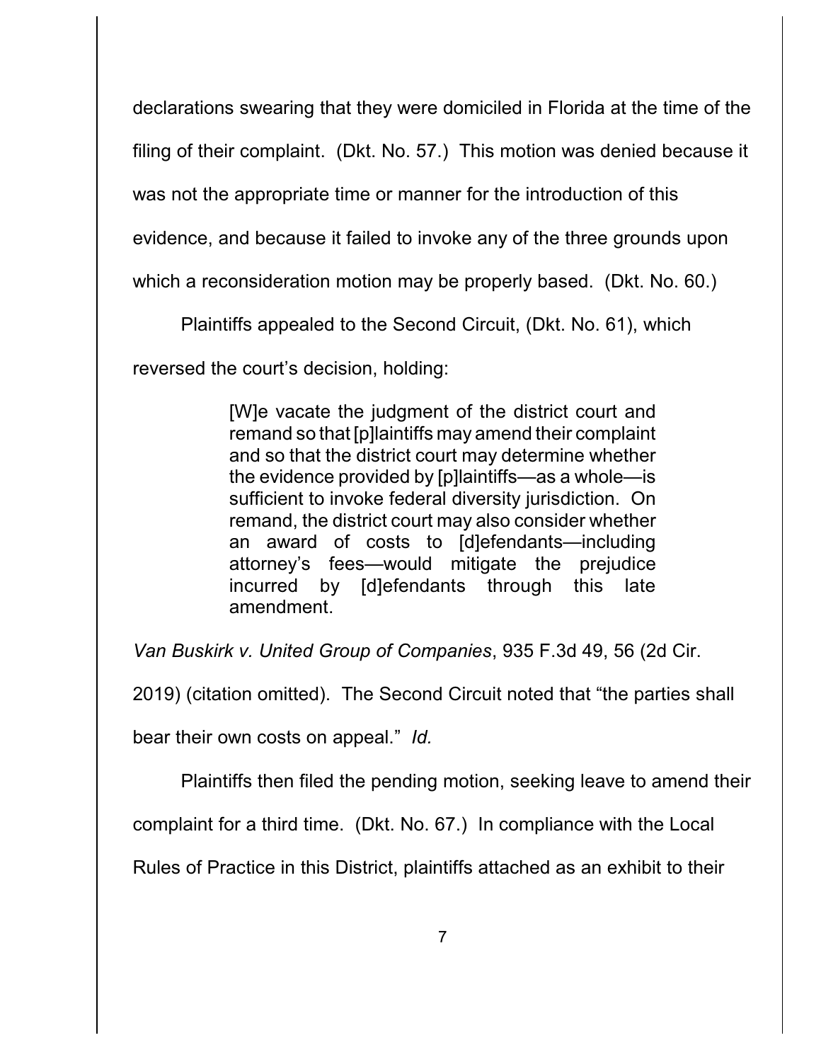declarations swearing that they were domiciled in Florida at the time of the filing of their complaint. (Dkt. No. 57.) This motion was denied because it was not the appropriate time or manner for the introduction of this evidence, and because it failed to invoke any of the three grounds upon which a reconsideration motion may be properly based. (Dkt. No. 60.)

Plaintiffs appealed to the Second Circuit, (Dkt. No. 61), which reversed the court's decision, holding:

> [W]e vacate the judgment of the district court and remand so that [p]laintiffs may amend their complaint and so that the district court may determine whether the evidence provided by [p]laintiffs—as a whole—is sufficient to invoke federal diversity jurisdiction. On remand, the district court may also consider whether an award of costs to [d]efendants—including attorney's fees—would mitigate the prejudice incurred by [d]efendants through this late amendment.

*Van Buskirk v. United Group of Companies*, 935 F.3d 49, 56 (2d Cir. 2019) (citation omitted). The Second Circuit noted that "the parties shall bear their own costs on appeal." *Id.*

Plaintiffs then filed the pending motion, seeking leave to amend their complaint for a third time. (Dkt. No. 67.) In compliance with the Local Rules of Practice in this District, plaintiffs attached as an exhibit to their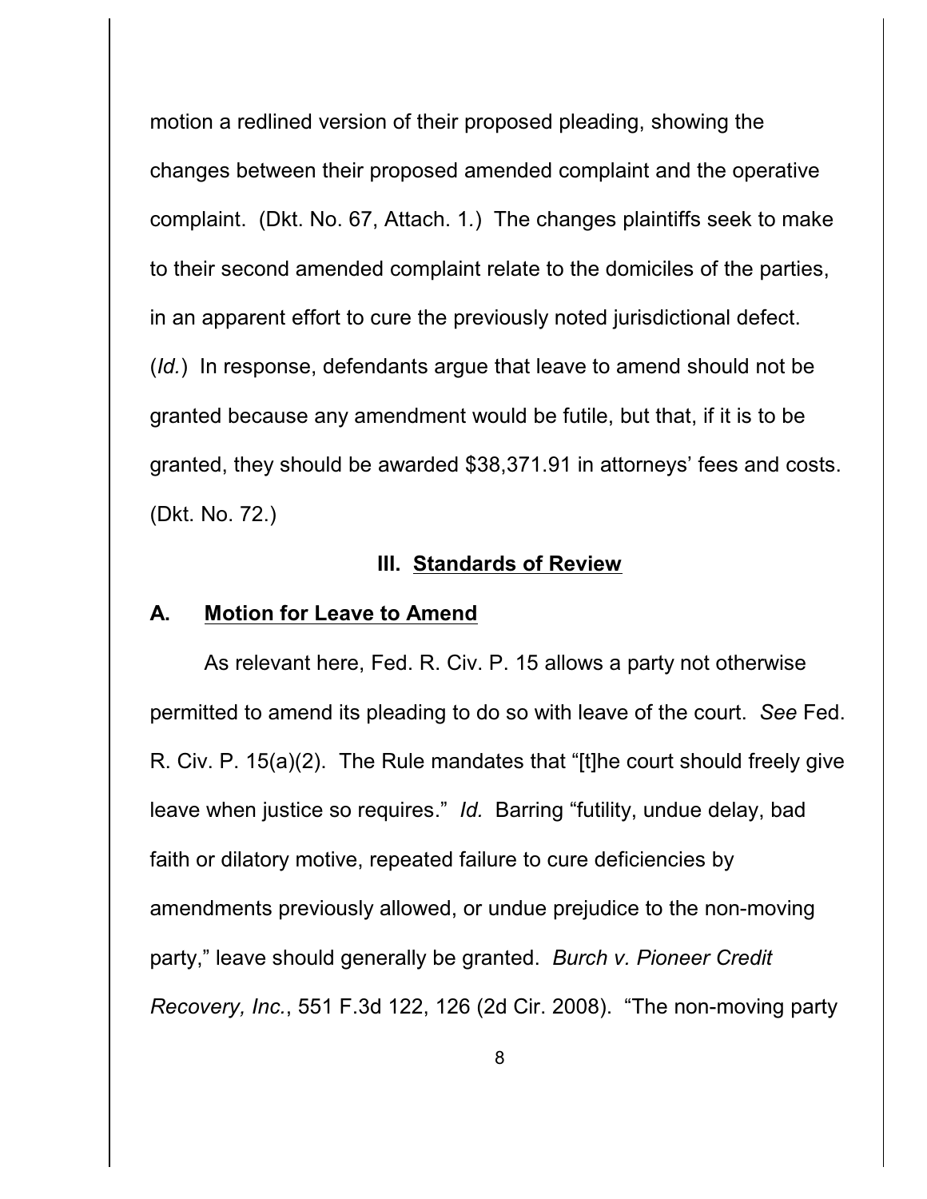motion a redlined version of their proposed pleading, showing the changes between their proposed amended complaint and the operative complaint. (Dkt. No. 67, Attach. 1.) The changes plaintiffs seek to make to their second amended complaint relate to the domiciles of the parties, in an apparent effort to cure the previously noted jurisdictional defect. (*Id.*) In response, defendants argue that leave to amend should not be granted because any amendment would be futile, but that, if it is to be granted, they should be awarded $38,371.91 in attorneys' fees and costs. (Dkt. No. 72.)

## III. Standards of Review

### A. Motion for Leave to Amend

As relevant here, Fed. R. Civ. P. 15 allows a party not otherwise permitted to amend its pleading to do so with leave of the court. *See* Fed. R. Civ. P. 15(a)(2). The Rule mandates that "[t]he court should freely give leave when justice so requires." *Id.* Barring "futility, undue delay, bad faith or dilatory motive, repeated failure to cure deficiencies by amendments previously allowed, or undue prejudice to the non-moving party," leave should generally be granted. *Burch v. Pioneer Credit Recovery, Inc.*, 551 F.3d 122, 126 (2d Cir. 2008). "The non-moving party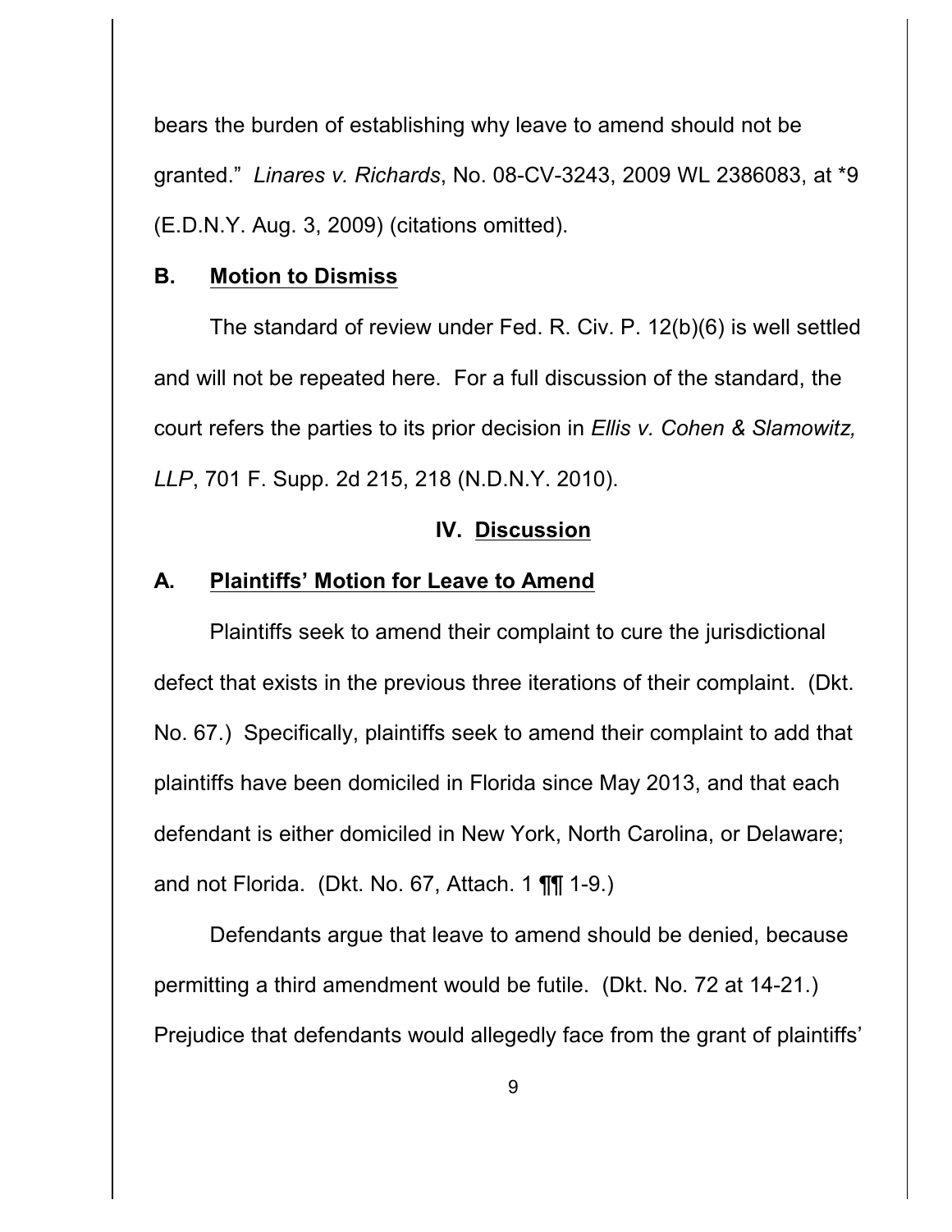bears the burden of establishing why leave to amend should not be granted." *Linares v. Richards*, No. 08-CV-3243, 2009 WL 2386083, at *9 (E.D.N.Y. Aug. 3, 2009) (citations omitted).

### B. Motion to Dismiss

The standard of review under Fed. R. Civ. P. 12(b)(6) is well settled and will not be repeated here. For a full discussion of the standard, the court refers the parties to its prior decision in *Ellis v. Cohen & Slamowitz, LLP*, 701 F. Supp. 2d 215, 218 (N.D.N.Y. 2010).

## IV. Discussion

### A. Plaintiffs' Motion for Leave to Amend

Plaintiffs seek to amend their complaint to cure the jurisdictional defect that exists in the previous three iterations of their complaint. (Dkt. No. 67.) Specifically, plaintiffs seek to amend their complaint to add that plaintiffs have been domiciled in Florida since May 2013, and that each defendant is either domiciled in New York, North Carolina, or Delaware; and not Florida. (Dkt. No. 67, Attach. 1 ¶¶ 1-9.)

Defendants argue that leave to amend should be denied, because permitting a third amendment would be futile. (Dkt. No. 72 at 14-21.) Prejudice that defendants would allegedly face from the grant of plaintiffs'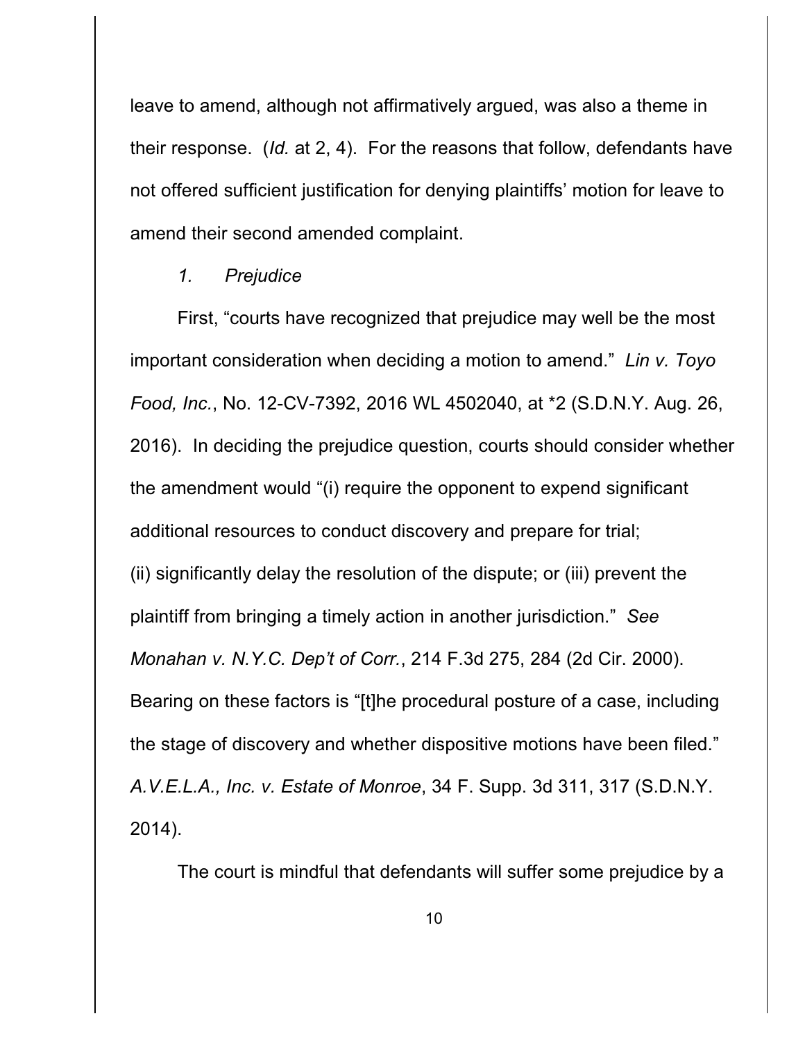leave to amend, although not affirmatively argued, was also a theme in their response. (*Id.* at 2, 4). For the reasons that follow, defendants have not offered sufficient justification for denying plaintiffs' motion for leave to amend their second amended complaint.

*1. Prejudice*

First, "courts have recognized that prejudice may well be the most important consideration when deciding a motion to amend." *Lin v. Toyo Food, Inc.*, No. 12-CV-7392, 2016 WL 4502040, at *2 (S.D.N.Y. Aug. 26, 2016). In deciding the prejudice question, courts should consider whether the amendment would "(i) require the opponent to expend significant additional resources to conduct discovery and prepare for trial; (ii) significantly delay the resolution of the dispute; or (iii) prevent the plaintiff from bringing a timely action in another jurisdiction." *See Monahan v. N.Y.C. Dep't of Corr.*, 214 F.3d 275, 284 (2d Cir. 2000). Bearing on these factors is "[t]he procedural posture of a case, including the stage of discovery and whether dispositive motions have been filed." *A.V.E.L.A., Inc. v. Estate of Monroe*, 34 F. Supp. 3d 311, 317 (S.D.N.Y. 2014).

The court is mindful that defendants will suffer some prejudice by a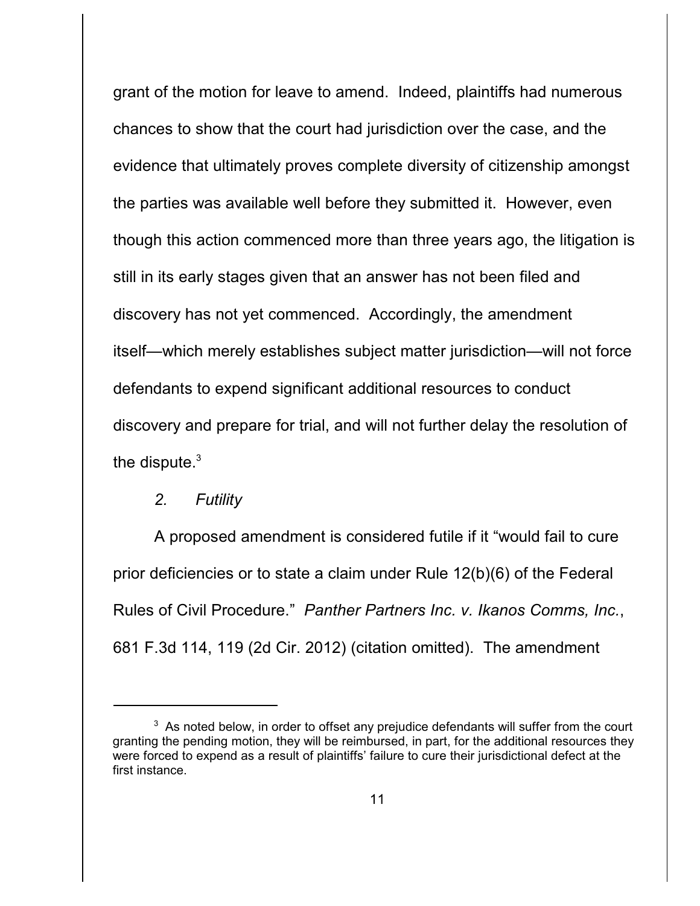grant of the motion for leave to amend. Indeed, plaintiffs had numerous chances to show that the court had jurisdiction over the case, and the evidence that ultimately proves complete diversity of citizenship amongst the parties was available well before they submitted it. However, even though this action commenced more than three years ago, the litigation is still in its early stages given that an answer has not been filed and discovery has not yet commenced. Accordingly, the amendment itself—which merely establishes subject matter jurisdiction—will not force defendants to expend significant additional resources to conduct discovery and prepare for trial, and will not further delay the resolution of the dispute.[3]

*2. Futility*

A proposed amendment is considered futile if it "would fail to cure prior deficiencies or to state a claim under Rule 12(b)(6) of the Federal Rules of Civil Procedure." *Panther Partners Inc. v. Ikanos Comms, Inc.*, 681 F.3d 114, 119 (2d Cir. 2012) (citation omitted). The amendment

---

[3] As noted below, in order to offset any prejudice defendants will suffer from the court granting the pending motion, they will be reimbursed, in part, for the additional resources they were forced to expend as a result of plaintiffs' failure to cure their jurisdictional defect at the first instance.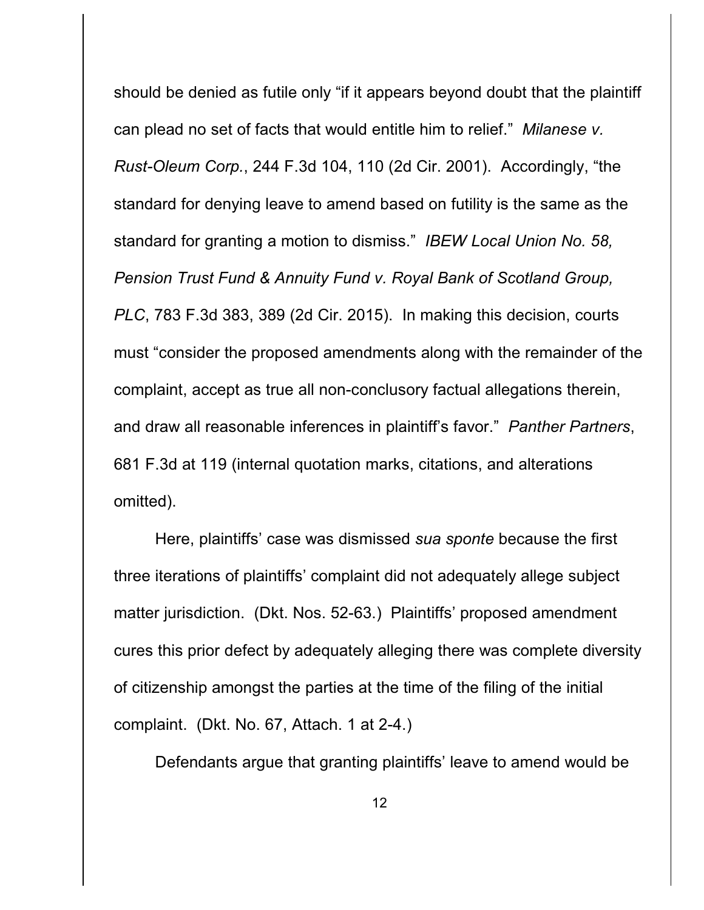should be denied as futile only "if it appears beyond doubt that the plaintiff can plead no set of facts that would entitle him to relief." *Milanese v. Rust-Oleum Corp.*, 244 F.3d 104, 110 (2d Cir. 2001). Accordingly, "the standard for denying leave to amend based on futility is the same as the standard for granting a motion to dismiss." *IBEW Local Union No. 58, Pension Trust Fund & Annuity Fund v. Royal Bank of Scotland Group, PLC*, 783 F.3d 383, 389 (2d Cir. 2015). In making this decision, courts must "consider the proposed amendments along with the remainder of the complaint, accept as true all non-conclusory factual allegations therein, and draw all reasonable inferences in plaintiff's favor." *Panther Partners*, 681 F.3d at 119 (internal quotation marks, citations, and alterations omitted).

Here, plaintiffs' case was dismissed *sua sponte* because the first three iterations of plaintiffs' complaint did not adequately allege subject matter jurisdiction. (Dkt. Nos. 52-63.) Plaintiffs' proposed amendment cures this prior defect by adequately alleging there was complete diversity of citizenship amongst the parties at the time of the filing of the initial complaint. (Dkt. No. 67, Attach. 1 at 2-4.)

Defendants argue that granting plaintiffs' leave to amend would be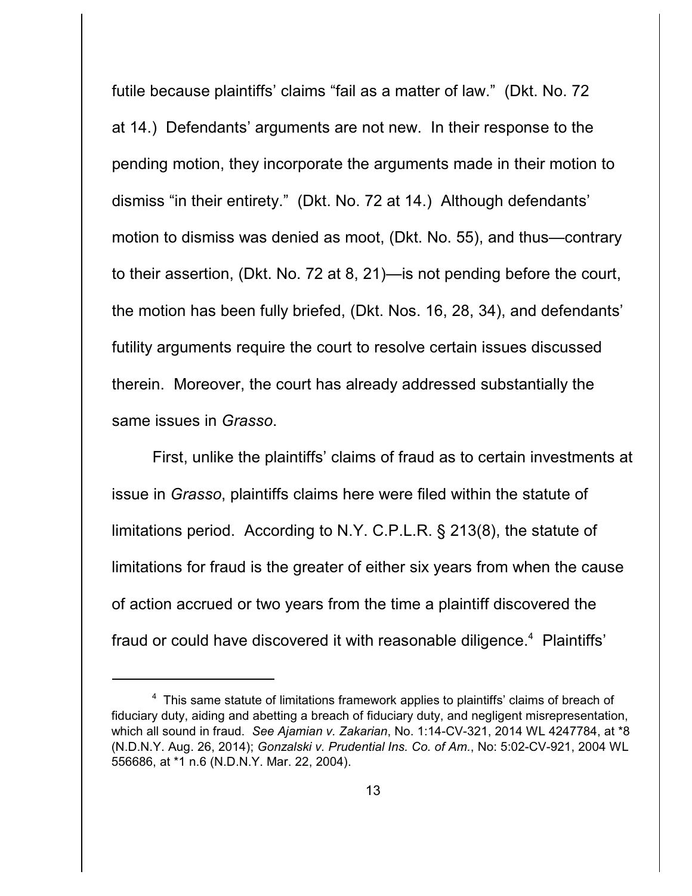futile because plaintiffs' claims "fail as a matter of law." (Dkt. No. 72 at 14.) Defendants' arguments are not new. In their response to the pending motion, they incorporate the arguments made in their motion to dismiss "in their entirety." (Dkt. No. 72 at 14.) Although defendants' motion to dismiss was denied as moot, (Dkt. No. 55), and thus—contrary to their assertion, (Dkt. No. 72 at 8, 21)—is not pending before the court, the motion has been fully briefed, (Dkt. Nos. 16, 28, 34), and defendants' futility arguments require the court to resolve certain issues discussed therein. Moreover, the court has already addressed substantially the same issues in *Grasso*.

First, unlike the plaintiffs' claims of fraud as to certain investments at issue in *Grasso*, plaintiffs claims here were filed within the statute of limitations period. According to N.Y. C.P.L.R. § 213(8), the statute of limitations for fraud is the greater of either six years from when the cause of action accrued or two years from the time a plaintiff discovered the fraud or could have discovered it with reasonable diligence.[4] Plaintiffs'

[4] This same statute of limitations framework applies to plaintiffs' claims of breach of fiduciary duty, aiding and abetting a breach of fiduciary duty, and negligent misrepresentation, which all sound in fraud. *See Ajamian v. Zakarian*, No. 1:14-CV-321, 2014 WL 4247784, at *8 (N.D.N.Y. Aug. 26, 2014); *Gonzalski v. Prudential Ins. Co. of Am.*, No: 5:02-CV-921, 2004 WL 556686, at *1 n.6 (N.D.N.Y. Mar. 22, 2004).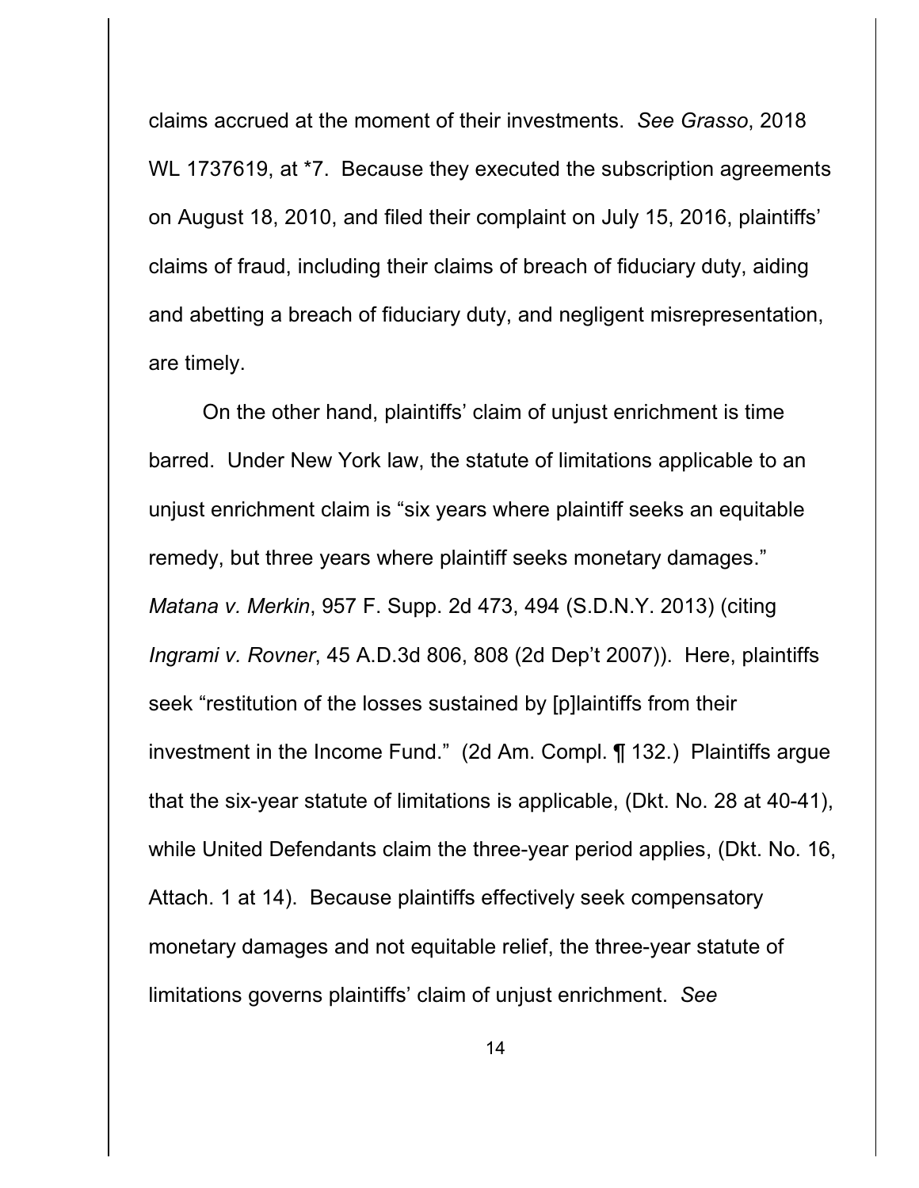claims accrued at the moment of their investments. *See Grasso*, 2018 WL 1737619, at *7. Because they executed the subscription agreements on August 18, 2010, and filed their complaint on July 15, 2016, plaintiffs' claims of fraud, including their claims of breach of fiduciary duty, aiding and abetting a breach of fiduciary duty, and negligent misrepresentation, are timely.

On the other hand, plaintiffs' claim of unjust enrichment is time barred. Under New York law, the statute of limitations applicable to an unjust enrichment claim is "six years where plaintiff seeks an equitable remedy, but three years where plaintiff seeks monetary damages." *Matana v. Merkin*, 957 F. Supp. 2d 473, 494 (S.D.N.Y. 2013) (citing *Ingrami v. Rovner*, 45 A.D.3d 806, 808 (2d Dep't 2007)). Here, plaintiffs seek "restitution of the losses sustained by [p]laintiffs from their investment in the Income Fund." (2d Am. Compl. ¶ 132.) Plaintiffs argue that the six-year statute of limitations is applicable, (Dkt. No. 28 at 40-41), while United Defendants claim the three-year period applies, (Dkt. No. 16, Attach. 1 at 14). Because plaintiffs effectively seek compensatory monetary damages and not equitable relief, the three-year statute of limitations governs plaintiffs' claim of unjust enrichment. *See*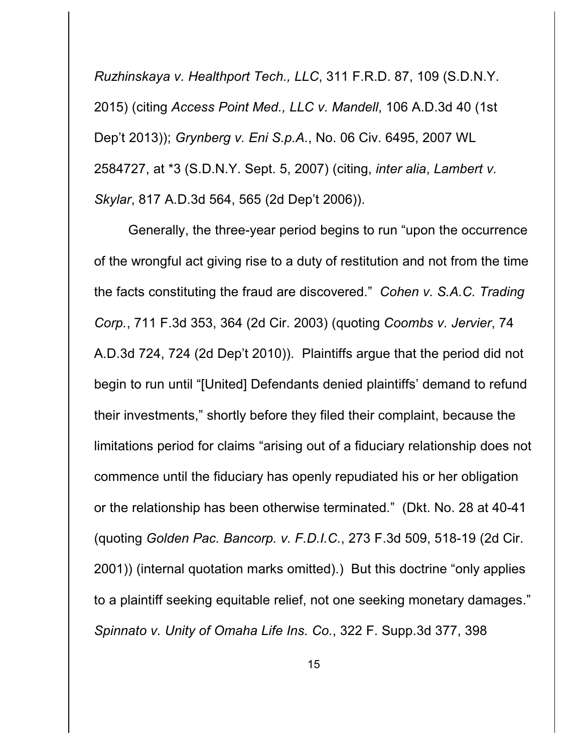*Ruzhinskaya v. Healthport Tech., LLC*, 311 F.R.D. 87, 109 (S.D.N.Y. 2015) (citing *Access Point Med., LLC v. Mandell*, 106 A.D.3d 40 (1st Dep't 2013)); *Grynberg v. Eni S.p.A.*, No. 06 Civ. 6495, 2007 WL 2584727, at *3 (S.D.N.Y. Sept. 5, 2007) (citing, *inter alia*, *Lambert v. Skylar*, 817 A.D.3d 564, 565 (2d Dep't 2006)).

Generally, the three-year period begins to run "upon the occurrence of the wrongful act giving rise to a duty of restitution and not from the time the facts constituting the fraud are discovered." *Cohen v. S.A.C. Trading Corp.*, 711 F.3d 353, 364 (2d Cir. 2003) (quoting *Coombs v. Jervier*, 74 A.D.3d 724, 724 (2d Dep't 2010)). Plaintiffs argue that the period did not begin to run until "[United] Defendants denied plaintiffs' demand to refund their investments," shortly before they filed their complaint, because the limitations period for claims "arising out of a fiduciary relationship does not commence until the fiduciary has openly repudiated his or her obligation or the relationship has been otherwise terminated." (Dkt. No. 28 at 40-41 (quoting *Golden Pac. Bancorp. v. F.D.I.C.*, 273 F.3d 509, 518-19 (2d Cir. 2001)) (internal quotation marks omitted).) But this doctrine "only applies to a plaintiff seeking equitable relief, not one seeking monetary damages." *Spinnato v. Unity of Omaha Life Ins. Co.*, 322 F. Supp.3d 377, 398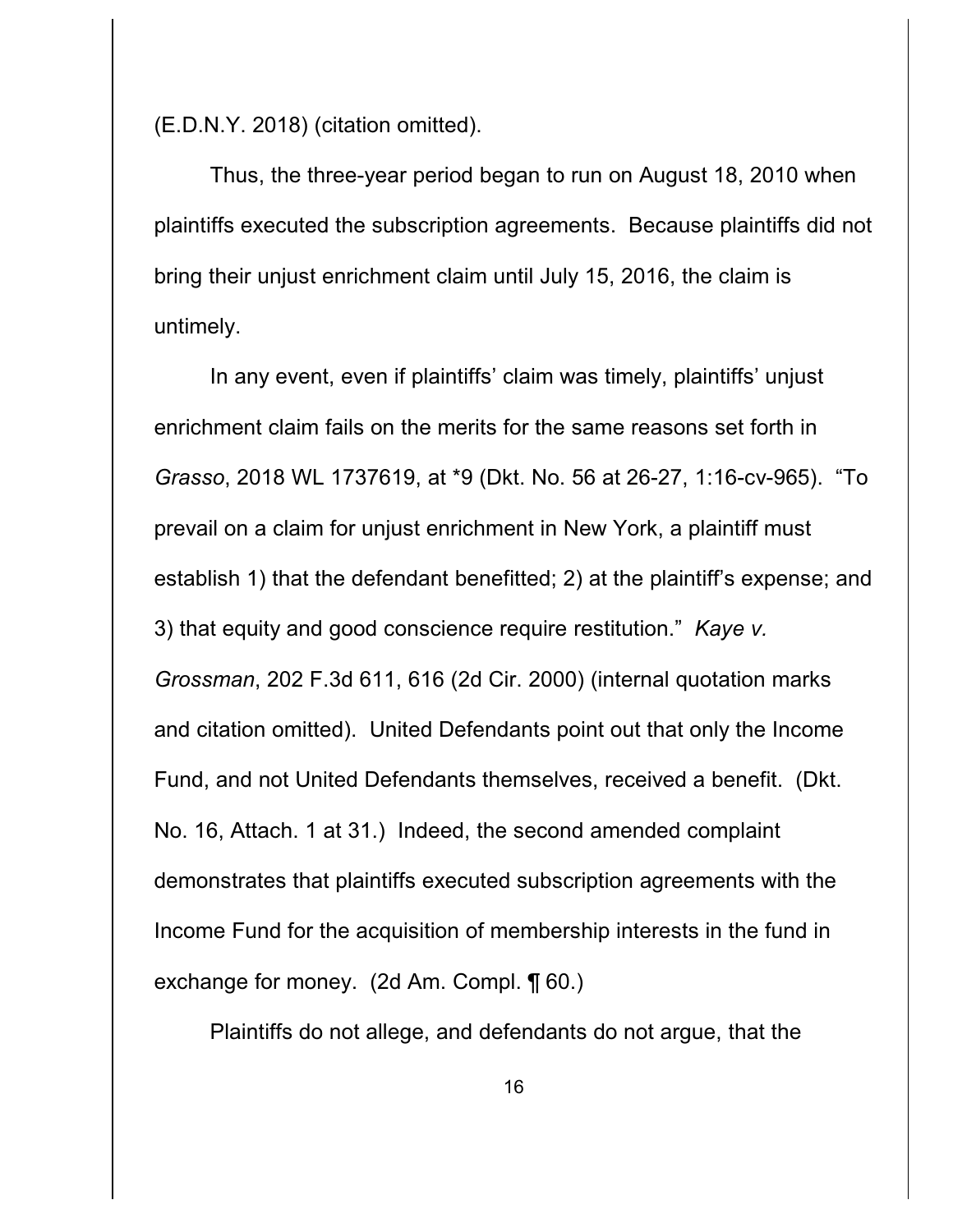(E.D.N.Y. 2018) (citation omitted).

Thus, the three-year period began to run on August 18, 2010 when plaintiffs executed the subscription agreements. Because plaintiffs did not bring their unjust enrichment claim until July 15, 2016, the claim is untimely.

In any event, even if plaintiffs' claim was timely, plaintiffs' unjust enrichment claim fails on the merits for the same reasons set forth in *Grasso*, 2018 WL 1737619, at *9 (Dkt. No. 56 at 26-27, 1:16-cv-965). "To prevail on a claim for unjust enrichment in New York, a plaintiff must establish 1) that the defendant benefitted; 2) at the plaintiff's expense; and 3) that equity and good conscience require restitution." *Kaye v. Grossman*, 202 F.3d 611, 616 (2d Cir. 2000) (internal quotation marks and citation omitted). United Defendants point out that only the Income Fund, and not United Defendants themselves, received a benefit. (Dkt. No. 16, Attach. 1 at 31.) Indeed, the second amended complaint demonstrates that plaintiffs executed subscription agreements with the Income Fund for the acquisition of membership interests in the fund in exchange for money. (2d Am. Compl. ¶ 60.)

Plaintiffs do not allege, and defendants do not argue, that the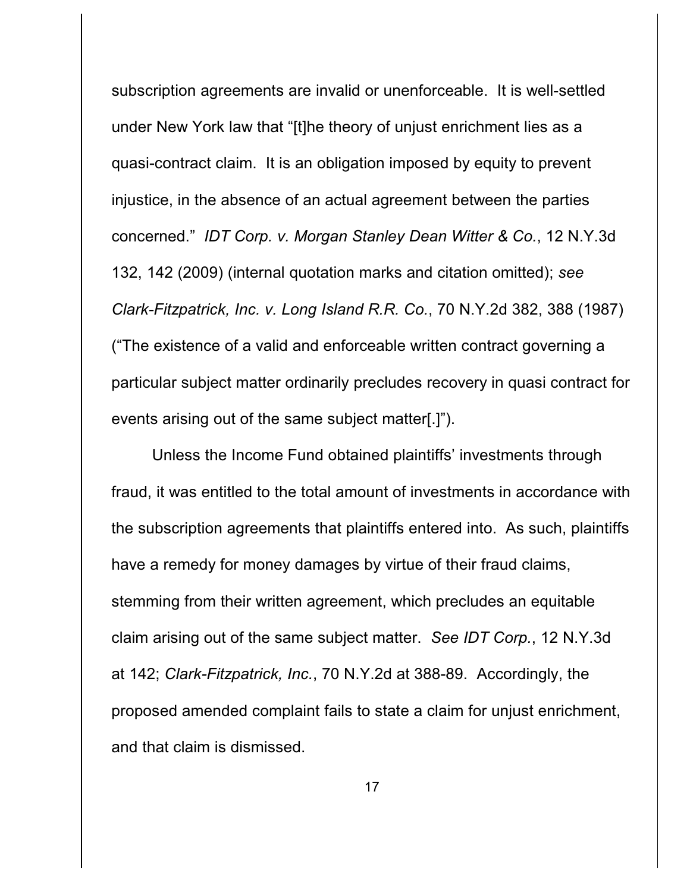subscription agreements are invalid or unenforceable. It is well-settled under New York law that "[t]he theory of unjust enrichment lies as a quasi-contract claim. It is an obligation imposed by equity to prevent injustice, in the absence of an actual agreement between the parties concerned." *IDT Corp. v. Morgan Stanley Dean Witter & Co.*, 12 N.Y.3d 132, 142 (2009) (internal quotation marks and citation omitted); *see Clark-Fitzpatrick, Inc. v. Long Island R.R. Co.*, 70 N.Y.2d 382, 388 (1987) ("The existence of a valid and enforceable written contract governing a particular subject matter ordinarily precludes recovery in quasi contract for events arising out of the same subject matter[.]").

Unless the Income Fund obtained plaintiffs' investments through fraud, it was entitled to the total amount of investments in accordance with the subscription agreements that plaintiffs entered into. As such, plaintiffs have a remedy for money damages by virtue of their fraud claims, stemming from their written agreement, which precludes an equitable claim arising out of the same subject matter. *See IDT Corp.*, 12 N.Y.3d at 142; *Clark-Fitzpatrick, Inc.*, 70 N.Y.2d at 388-89. Accordingly, the proposed amended complaint fails to state a claim for unjust enrichment, and that claim is dismissed.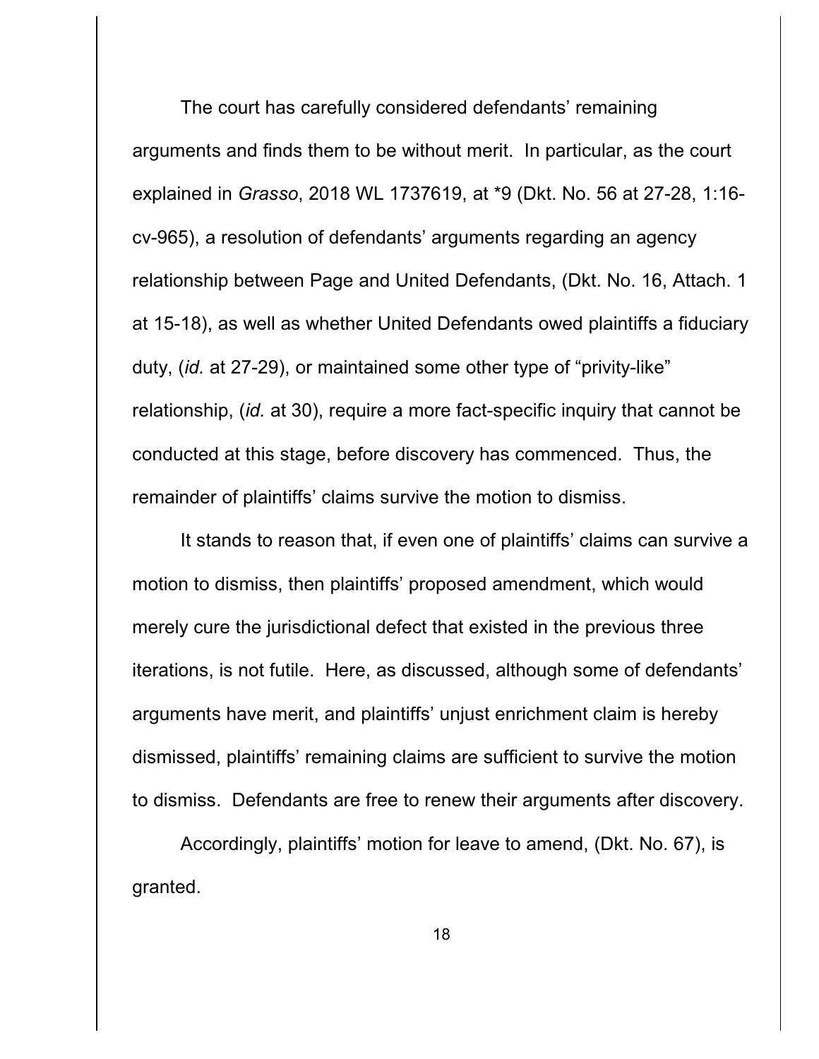The court has carefully considered defendants' remaining arguments and finds them to be without merit. In particular, as the court explained in *Grasso*, 2018 WL 1737619, at *9 (Dkt. No. 56 at 27-28, 1:16-cv-965), a resolution of defendants' arguments regarding an agency relationship between Page and United Defendants, (Dkt. No. 16, Attach. 1 at 15-18), as well as whether United Defendants owed plaintiffs a fiduciary duty, (*id.* at 27-29), or maintained some other type of "privity-like" relationship, (*id.* at 30), require a more fact-specific inquiry that cannot be conducted at this stage, before discovery has commenced. Thus, the remainder of plaintiffs' claims survive the motion to dismiss.

It stands to reason that, if even one of plaintiffs' claims can survive a motion to dismiss, then plaintiffs' proposed amendment, which would merely cure the jurisdictional defect that existed in the previous three iterations, is not futile. Here, as discussed, although some of defendants' arguments have merit, and plaintiffs' unjust enrichment claim is hereby dismissed, plaintiffs' remaining claims are sufficient to survive the motion to dismiss. Defendants are free to renew their arguments after discovery.

Accordingly, plaintiffs' motion for leave to amend, (Dkt. No. 67), is granted.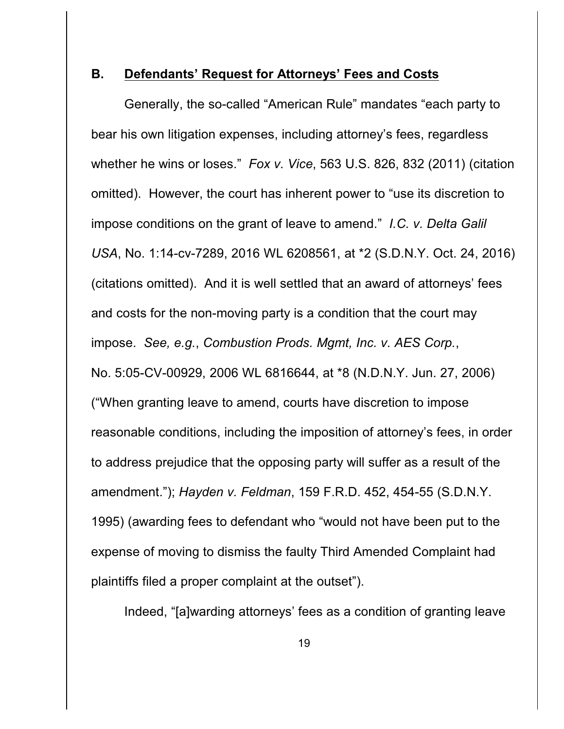### B. <u>Defendants' Request for Attorneys' Fees and Costs</u>

Generally, the so-called "American Rule" mandates "each party to bear his own litigation expenses, including attorney's fees, regardless whether he wins or loses." *Fox v. Vice*, 563 U.S. 826, 832 (2011) (citation omitted). However, the court has inherent power to "use its discretion to impose conditions on the grant of leave to amend." *I.C. v. Delta Galil USA*, No. 1:14-cv-7289, 2016 WL 6208561, at *2 (S.D.N.Y. Oct. 24, 2016) (citations omitted). And it is well settled that an award of attorneys' fees and costs for the non-moving party is a condition that the court may impose. *See, e.g.*, *Combustion Prods. Mgmt, Inc. v. AES Corp.*, No. 5:05-CV-00929, 2006 WL 6816644, at *8 (N.D.N.Y. Jun. 27, 2006) ("When granting leave to amend, courts have discretion to impose reasonable conditions, including the imposition of attorney's fees, in order to address prejudice that the opposing party will suffer as a result of the amendment."); *Hayden v. Feldman*, 159 F.R.D. 452, 454-55 (S.D.N.Y. 1995) (awarding fees to defendant who "would not have been put to the expense of moving to dismiss the faulty Third Amended Complaint had plaintiffs filed a proper complaint at the outset").

Indeed, "[a]warding attorneys' fees as a condition of granting leave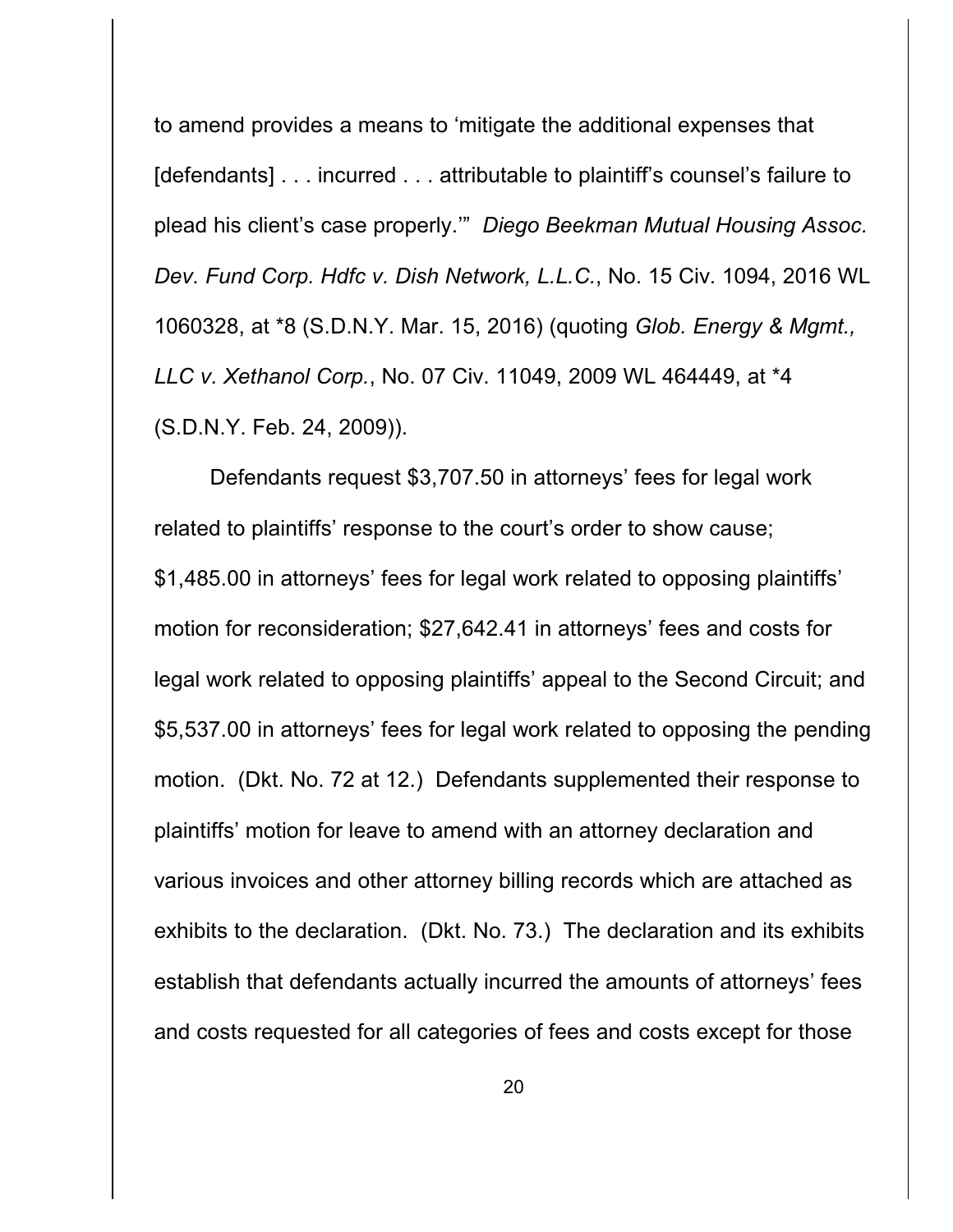to amend provides a means to 'mitigate the additional expenses that [defendants] . . . incurred . . . attributable to plaintiff's counsel's failure to plead his client's case properly.'" *Diego Beekman Mutual Housing Assoc. Dev. Fund Corp. Hdfc v. Dish Network, L.L.C.*, No. 15 Civ. 1094, 2016 WL 1060328, at *8 (S.D.N.Y. Mar. 15, 2016) (quoting *Glob. Energy & Mgmt., LLC v. Xethanol Corp.*, No. 07 Civ. 11049, 2009 WL 464449, at *4 (S.D.N.Y. Feb. 24, 2009)).

Defendants request $3,707.50 in attorneys' fees for legal work related to plaintiffs' response to the court's order to show cause; $1,485.00 in attorneys' fees for legal work related to opposing plaintiffs' motion for reconsideration; $27,642.41 in attorneys' fees and costs for legal work related to opposing plaintiffs' appeal to the Second Circuit; and $5,537.00 in attorneys' fees for legal work related to opposing the pending motion. (Dkt. No. 72 at 12.) Defendants supplemented their response to plaintiffs' motion for leave to amend with an attorney declaration and various invoices and other attorney billing records which are attached as exhibits to the declaration. (Dkt. No. 73.) The declaration and its exhibits establish that defendants actually incurred the amounts of attorneys' fees and costs requested for all categories of fees and costs except for those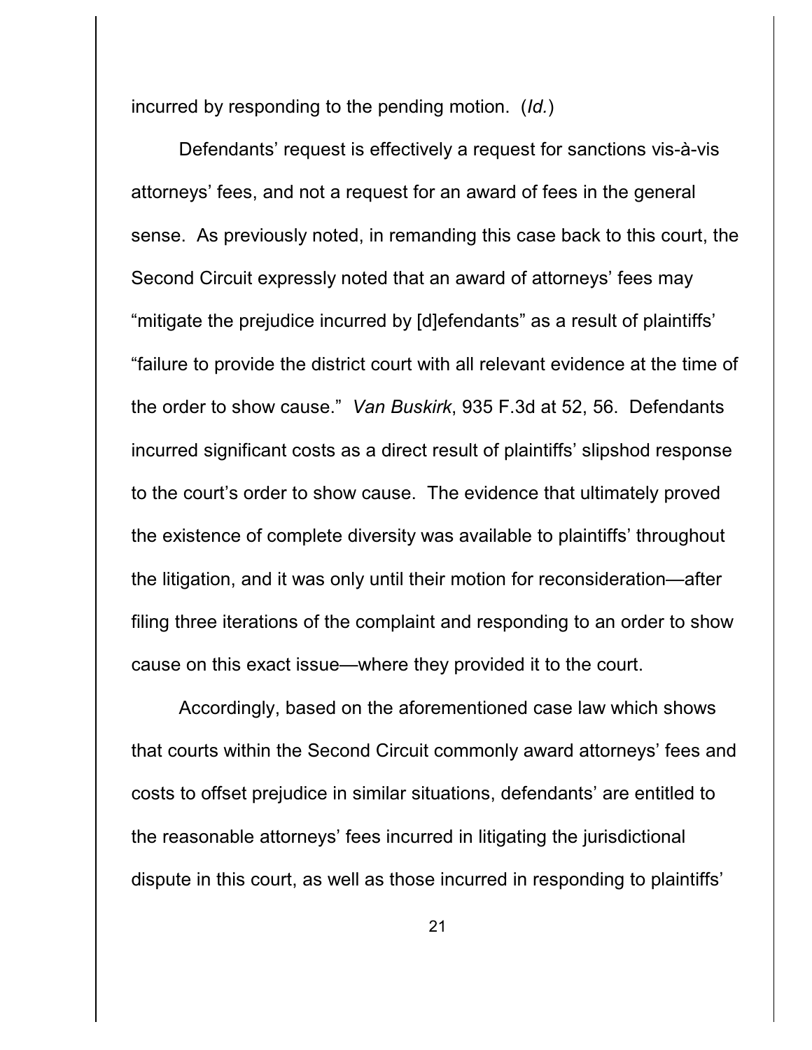incurred by responding to the pending motion. (*Id.*)

Defendants' request is effectively a request for sanctions vis-à-vis attorneys' fees, and not a request for an award of fees in the general sense. As previously noted, in remanding this case back to this court, the Second Circuit expressly noted that an award of attorneys' fees may "mitigate the prejudice incurred by [d]efendants" as a result of plaintiffs' "failure to provide the district court with all relevant evidence at the time of the order to show cause." *Van Buskirk*, 935 F.3d at 52, 56. Defendants incurred significant costs as a direct result of plaintiffs' slipshod response to the court's order to show cause. The evidence that ultimately proved the existence of complete diversity was available to plaintiffs' throughout the litigation, and it was only until their motion for reconsideration—after filing three iterations of the complaint and responding to an order to show cause on this exact issue—where they provided it to the court.

Accordingly, based on the aforementioned case law which shows that courts within the Second Circuit commonly award attorneys' fees and costs to offset prejudice in similar situations, defendants' are entitled to the reasonable attorneys' fees incurred in litigating the jurisdictional dispute in this court, as well as those incurred in responding to plaintiffs'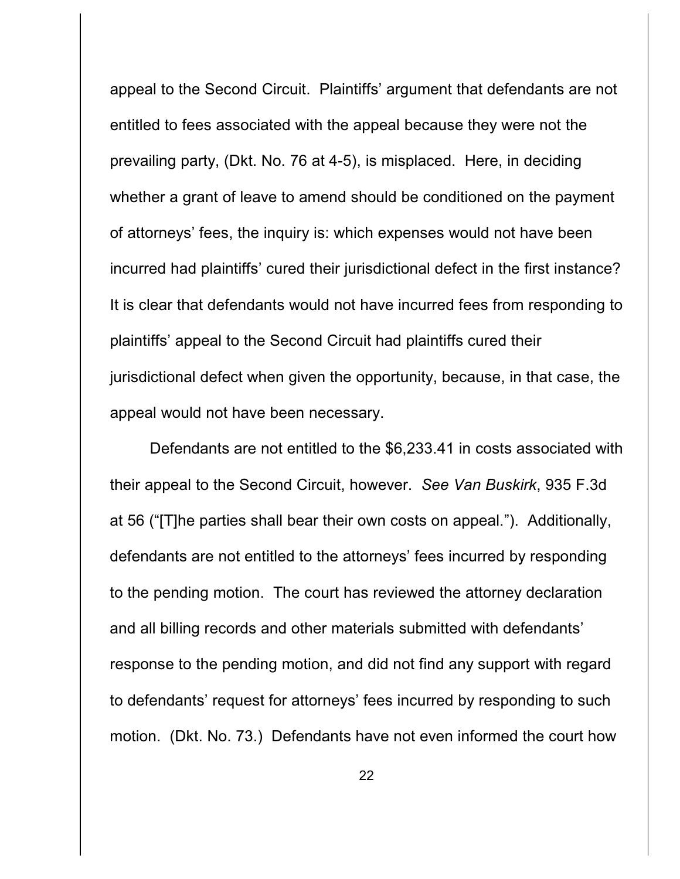appeal to the Second Circuit. Plaintiffs' argument that defendants are not entitled to fees associated with the appeal because they were not the prevailing party, (Dkt. No. 76 at 4-5), is misplaced. Here, in deciding whether a grant of leave to amend should be conditioned on the payment of attorneys' fees, the inquiry is: which expenses would not have been incurred had plaintiffs' cured their jurisdictional defect in the first instance? It is clear that defendants would not have incurred fees from responding to plaintiffs' appeal to the Second Circuit had plaintiffs cured their jurisdictional defect when given the opportunity, because, in that case, the appeal would not have been necessary.

Defendants are not entitled to the $6,233.41 in costs associated with their appeal to the Second Circuit, however. *See Van Buskirk*, 935 F.3d at 56 ("[T]he parties shall bear their own costs on appeal."). Additionally, defendants are not entitled to the attorneys' fees incurred by responding to the pending motion. The court has reviewed the attorney declaration and all billing records and other materials submitted with defendants' response to the pending motion, and did not find any support with regard to defendants' request for attorneys' fees incurred by responding to such motion. (Dkt. No. 73.) Defendants have not even informed the court how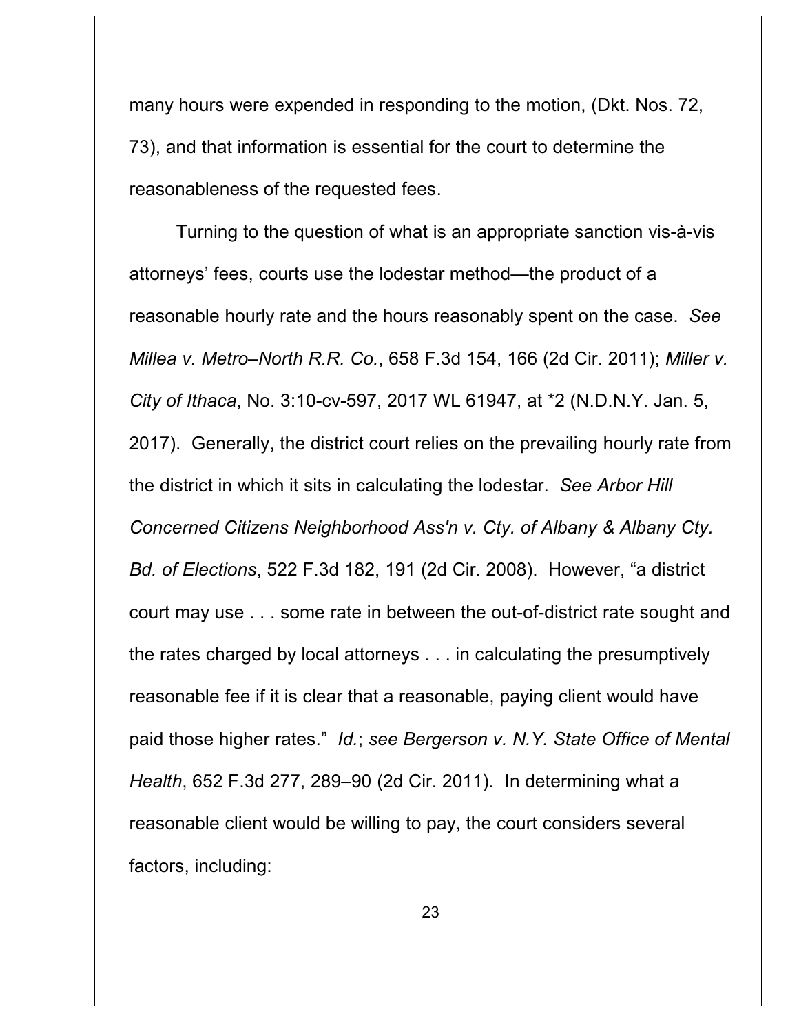many hours were expended in responding to the motion, (Dkt. Nos. 72, 73), and that information is essential for the court to determine the reasonableness of the requested fees.

Turning to the question of what is an appropriate sanction vis-à-vis attorneys' fees, courts use the lodestar method—the product of a reasonable hourly rate and the hours reasonably spent on the case. *See Millea v. Metro–North R.R. Co.*, 658 F.3d 154, 166 (2d Cir. 2011); *Miller v. City of Ithaca*, No. 3:10-cv-597, 2017 WL 61947, at *2 (N.D.N.Y. Jan. 5, 2017). Generally, the district court relies on the prevailing hourly rate from the district in which it sits in calculating the lodestar. *See Arbor Hill Concerned Citizens Neighborhood Ass'n v. Cty. of Albany & Albany Cty. Bd. of Elections*, 522 F.3d 182, 191 (2d Cir. 2008). However, "a district court may use . . . some rate in between the out-of-district rate sought and the rates charged by local attorneys . . . in calculating the presumptively reasonable fee if it is clear that a reasonable, paying client would have paid those higher rates." *Id.*; *see Bergerson v. N.Y. State Office of Mental Health*, 652 F.3d 277, 289–90 (2d Cir. 2011). In determining what a reasonable client would be willing to pay, the court considers several factors, including: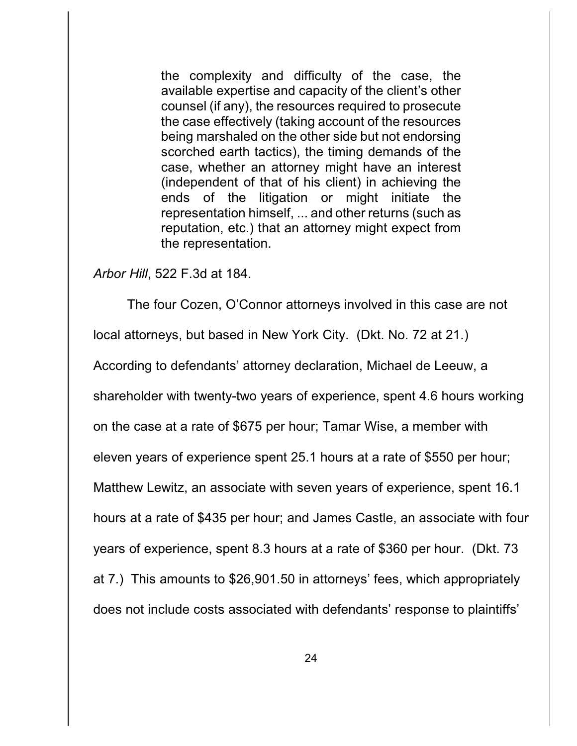> the complexity and difficulty of the case, the available expertise and capacity of the client's other counsel (if any), the resources required to prosecute the case effectively (taking account of the resources being marshaled on the other side but not endorsing scorched earth tactics), the timing demands of the case, whether an attorney might have an interest (independent of that of his client) in achieving the ends of the litigation or might initiate the representation himself, ... and other returns (such as reputation, etc.) that an attorney might expect from the representation.

*Arbor Hill*, 522 F.3d at 184.

The four Cozen, O'Connor attorneys involved in this case are not local attorneys, but based in New York City. (Dkt. No. 72 at 21.) According to defendants' attorney declaration, Michael de Leeuw, a shareholder with twenty-two years of experience, spent 4.6 hours working on the case at a rate of $675 per hour; Tamar Wise, a member with eleven years of experience spent 25.1 hours at a rate of $550 per hour; Matthew Lewitz, an associate with seven years of experience, spent 16.1 hours at a rate of $435 per hour; and James Castle, an associate with four years of experience, spent 8.3 hours at a rate of $360 per hour. (Dkt. 73 at 7.) This amounts to $26,901.50 in attorneys' fees, which appropriately does not include costs associated with defendants' response to plaintiffs'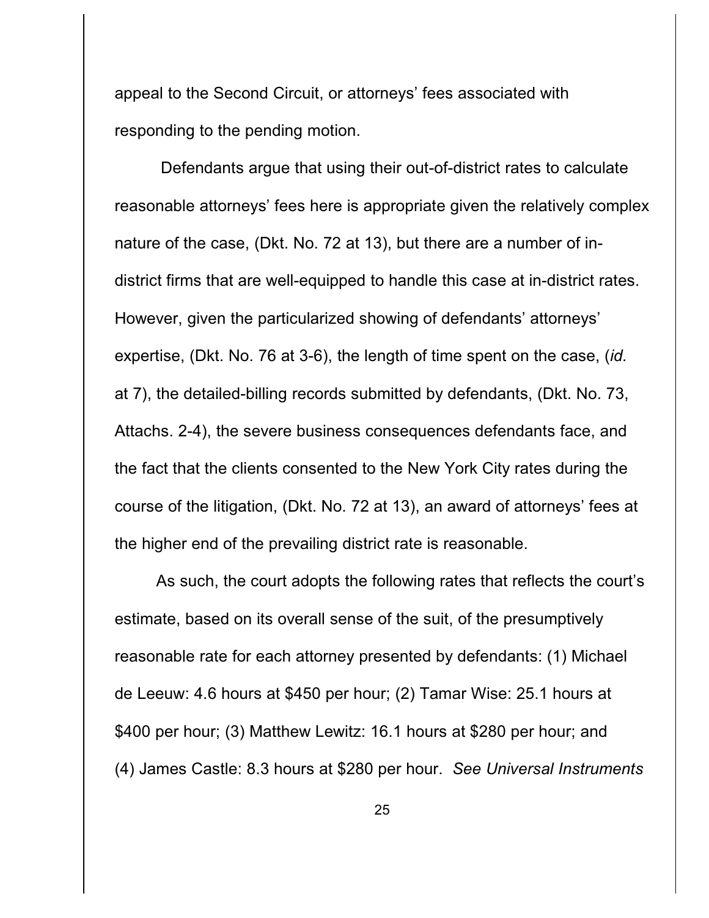appeal to the Second Circuit, or attorneys' fees associated with responding to the pending motion.

Defendants argue that using their out-of-district rates to calculate reasonable attorneys' fees here is appropriate given the relatively complex nature of the case, (Dkt. No. 72 at 13), but there are a number of in-district firms that are well-equipped to handle this case at in-district rates. However, given the particularized showing of defendants' attorneys' expertise, (Dkt. No. 76 at 3-6), the length of time spent on the case, (*id.* at 7), the detailed-billing records submitted by defendants, (Dkt. No. 73, Attachs. 2-4), the severe business consequences defendants face, and the fact that the clients consented to the New York City rates during the course of the litigation, (Dkt. No. 72 at 13), an award of attorneys' fees at the higher end of the prevailing district rate is reasonable.

As such, the court adopts the following rates that reflects the court's estimate, based on its overall sense of the suit, of the presumptively reasonable rate for each attorney presented by defendants: (1) Michael de Leeuw: 4.6 hours at $450 per hour; (2) Tamar Wise: 25.1 hours at $400 per hour; (3) Matthew Lewitz: 16.1 hours at $280 per hour; and (4) James Castle: 8.3 hours at $280 per hour. *See Universal Instruments*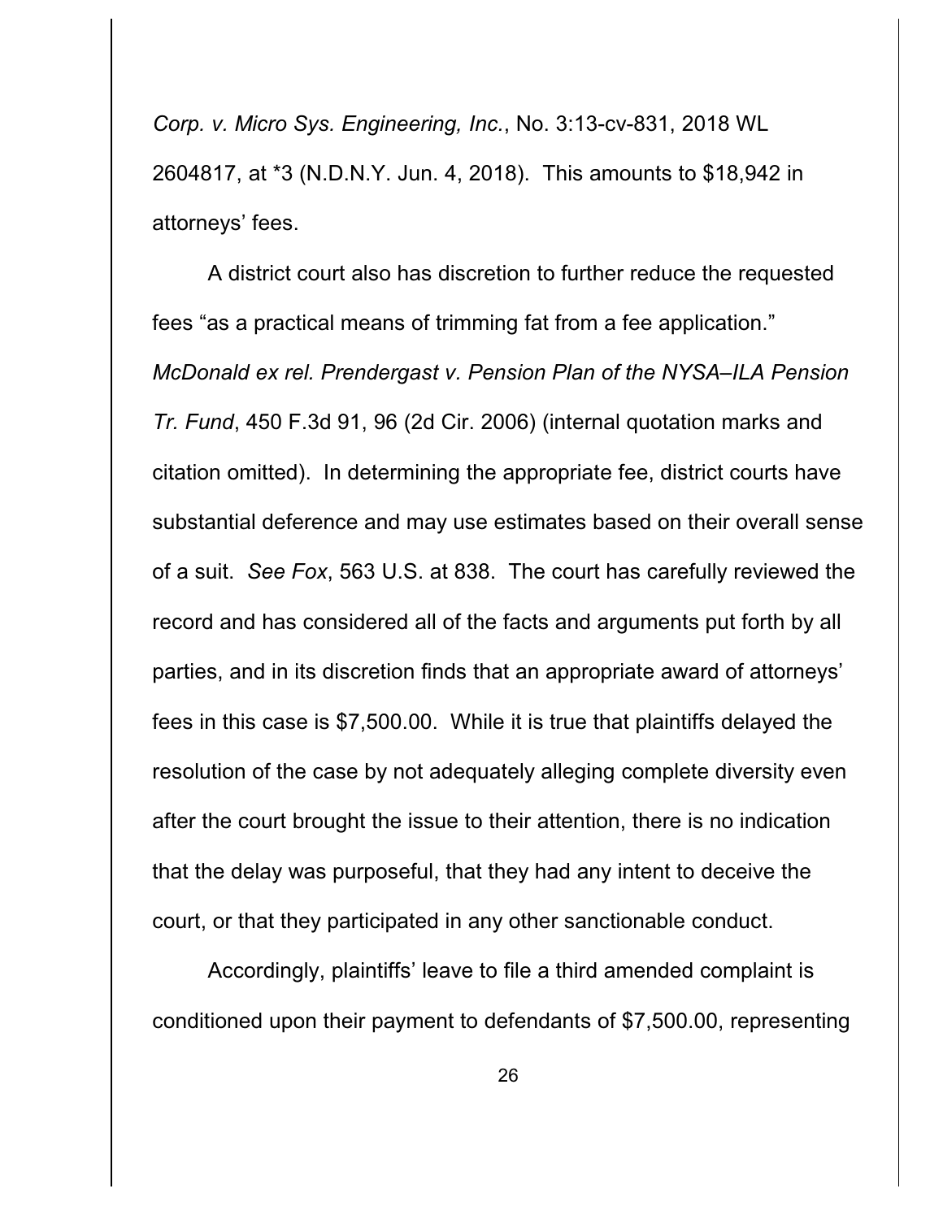*Corp. v. Micro Sys. Engineering, Inc.*, No. 3:13-cv-831, 2018 WL 2604817, at *3 (N.D.N.Y. Jun. 4, 2018). This amounts to $18,942 in attorneys' fees.

A district court also has discretion to further reduce the requested fees "as a practical means of trimming fat from a fee application." *McDonald ex rel. Prendergast v. Pension Plan of the NYSA–ILA Pension Tr. Fund*, 450 F.3d 91, 96 (2d Cir. 2006) (internal quotation marks and citation omitted). In determining the appropriate fee, district courts have substantial deference and may use estimates based on their overall sense of a suit. *See Fox*, 563 U.S. at 838. The court has carefully reviewed the record and has considered all of the facts and arguments put forth by all parties, and in its discretion finds that an appropriate award of attorneys' fees in this case is $7,500.00. While it is true that plaintiffs delayed the resolution of the case by not adequately alleging complete diversity even after the court brought the issue to their attention, there is no indication that the delay was purposeful, that they had any intent to deceive the court, or that they participated in any other sanctionable conduct.

Accordingly, plaintiffs' leave to file a third amended complaint is conditioned upon their payment to defendants of $7,500.00, representing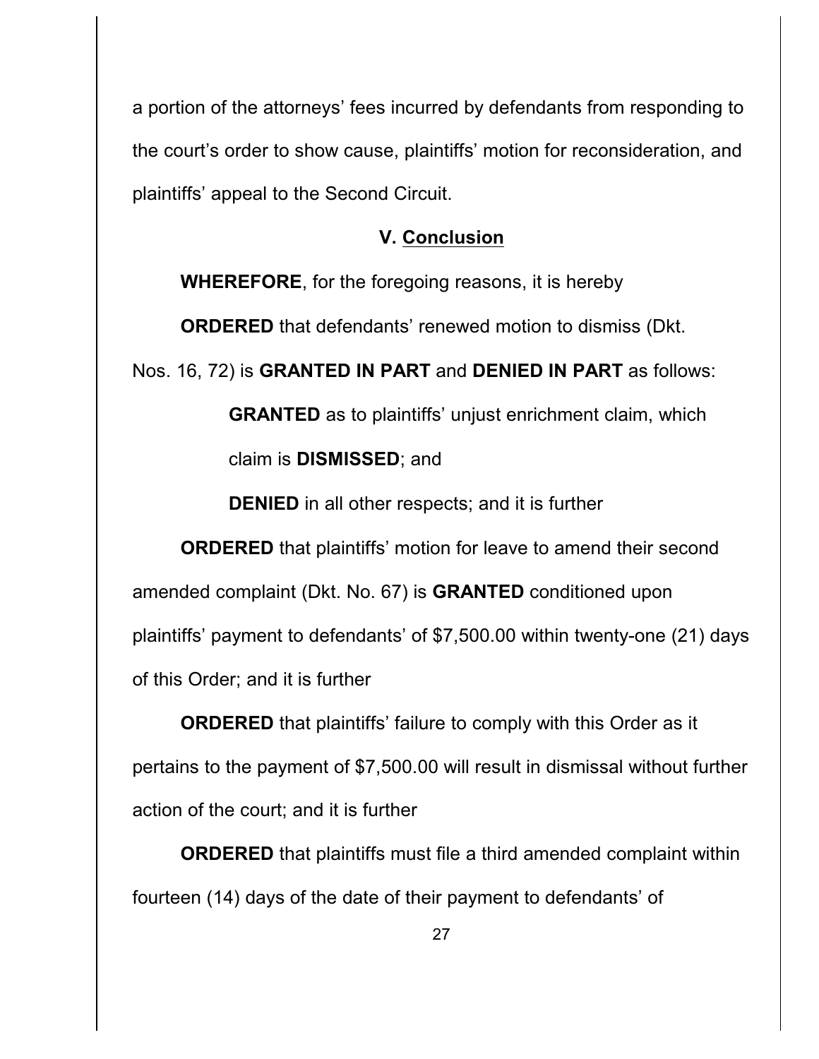a portion of the attorneys' fees incurred by defendants from responding to the court's order to show cause, plaintiffs' motion for reconsideration, and plaintiffs' appeal to the Second Circuit.

## V. Conclusion

**WHEREFORE**, for the foregoing reasons, it is hereby

**ORDERED** that defendants' renewed motion to dismiss (Dkt. Nos. 16, 72) is **GRANTED IN PART** and **DENIED IN PART** as follows:

> **GRANTED** as to plaintiffs' unjust enrichment claim, which claim is **DISMISSED**; and
>
> **DENIED** in all other respects; and it is further

**ORDERED** that plaintiffs' motion for leave to amend their second amended complaint (Dkt. No. 67) is **GRANTED** conditioned upon plaintiffs' payment to defendants' of $7,500.00 within twenty-one (21) days of this Order; and it is further

**ORDERED** that plaintiffs' failure to comply with this Order as it pertains to the payment of $7,500.00 will result in dismissal without further action of the court; and it is further

**ORDERED** that plaintiffs must file a third amended complaint within fourteen (14) days of the date of their payment to defendants' of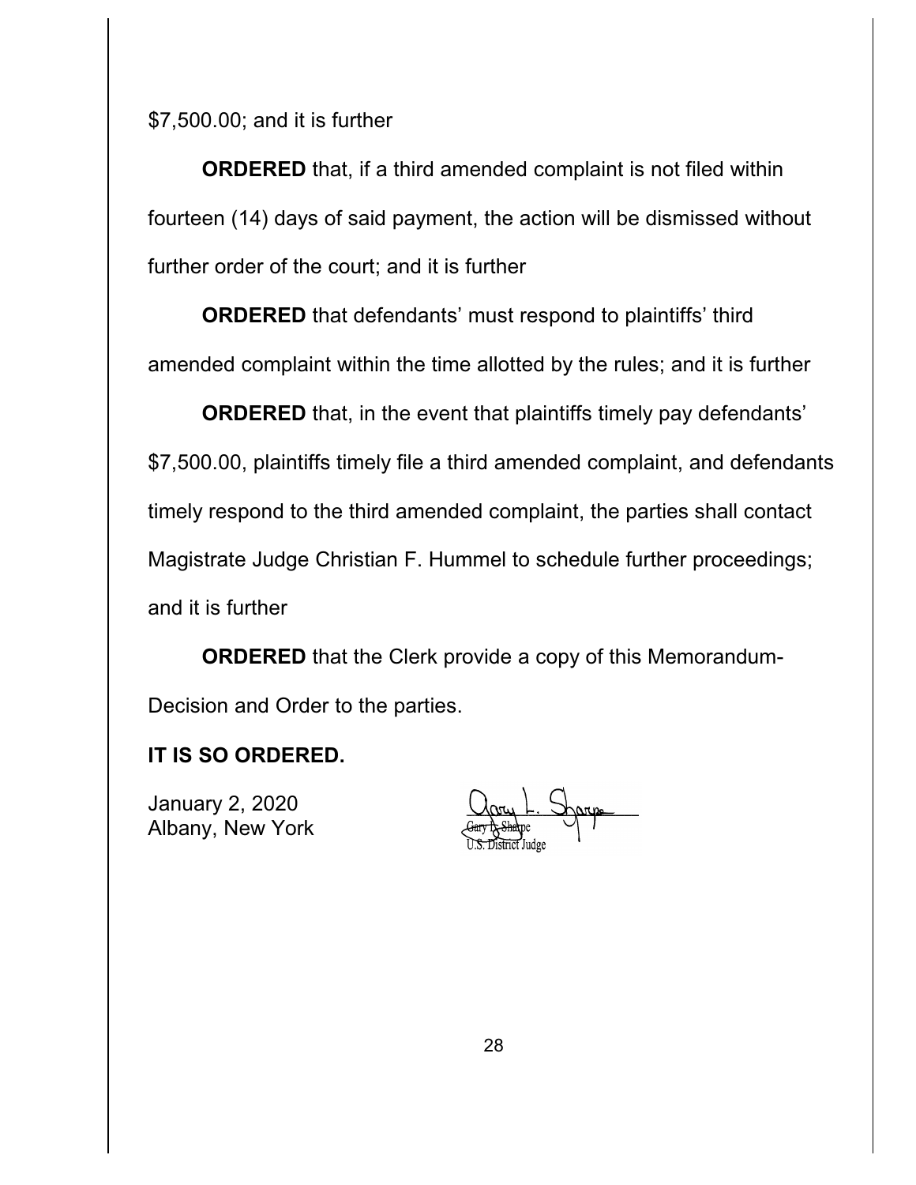$7,500.00; and it is further

**ORDERED** that, if a third amended complaint is not filed within fourteen (14) days of said payment, the action will be dismissed without further order of the court; and it is further

**ORDERED** that defendants' must respond to plaintiffs' third amended complaint within the time allotted by the rules; and it is further

**ORDERED** that, in the event that plaintiffs timely pay defendants' $7,500.00, plaintiffs timely file a third amended complaint, and defendants timely respond to the third amended complaint, the parties shall contact Magistrate Judge Christian F. Hummel to schedule further proceedings; and it is further

**ORDERED** that the Clerk provide a copy of this Memorandum-Decision and Order to the parties.

**IT IS SO ORDERED.**

January 2, 2020
Albany, New York

Gary L. Sharpe
U.S. District Judge